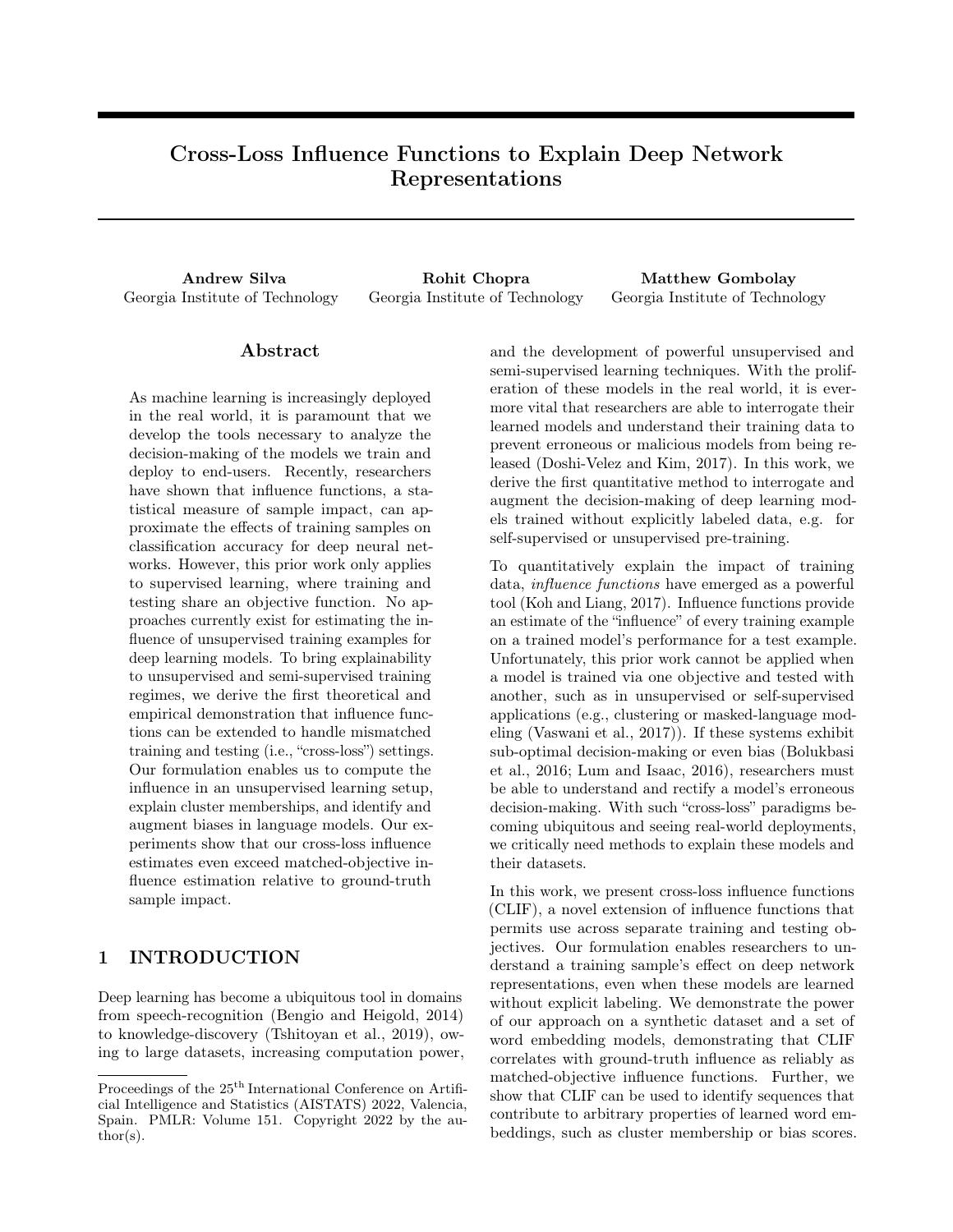# Cross-Loss Influence Functions to Explain Deep Network Representations

**Andrew Silva**
Georgia Institute of Technology

**Rohit Chopra**
Georgia Institute of Technology

**Matthew Gombolay**
Georgia Institute of Technology

## Abstract

As machine learning is increasingly deployed in the real world, it is paramount that we develop the tools necessary to analyze the decision-making of the models we train and deploy to end-users. Recently, researchers have shown that influence functions, a statistical measure of sample impact, can approximate the effects of training samples on classification accuracy for deep neural networks. However, this prior work only applies to supervised learning, where training and testing share an objective function. No approaches currently exist for estimating the influence of unsupervised training examples for deep learning models. To bring explainability to unsupervised and semi-supervised training regimes, we derive the first theoretical and empirical demonstration that influence functions can be extended to handle mismatched training and testing (i.e., "cross-loss") settings. Our formulation enables us to compute the influence in an unsupervised learning setup, explain cluster memberships, and identify and augment biases in language models. Our experiments show that our cross-loss influence estimates even exceed matched-objective influence estimation relative to ground-truth sample impact.

## 1 INTRODUCTION

Deep learning has become a ubiquitous tool in domains from speech-recognition (Bengio and Heigold, 2014) to knowledge-discovery (Tshitoyan et al., 2019), owing to large datasets, increasing computation power, and the development of powerful unsupervised and semi-supervised learning techniques. With the proliferation of these models in the real world, it is evermore vital that researchers are able to interrogate their learned models and understand their training data to prevent erroneous or malicious models from being released (Doshi-Velez and Kim, 2017). In this work, we derive the first quantitative method to interrogate and augment the decision-making of deep learning models trained without explicitly labeled data, e.g. for self-supervised or unsupervised pre-training.

To quantitatively explain the impact of training data, *influence functions* have emerged as a powerful tool (Koh and Liang, 2017). Influence functions provide an estimate of the "influence" of every training example on a trained model's performance for a test example. Unfortunately, this prior work cannot be applied when a model is trained via one objective and tested with another, such as in unsupervised or self-supervised applications (e.g., clustering or masked-language modeling (Vaswani et al., 2017)). If these systems exhibit sub-optimal decision-making or even bias (Bolukbasi et al., 2016; Lum and Isaac, 2016), researchers must be able to understand and rectify a model's erroneous decision-making. With such "cross-loss" paradigms becoming ubiquitous and seeing real-world deployments, we critically need methods to explain these models and their datasets.

In this work, we present cross-loss influence functions (CLIF), a novel extension of influence functions that permits use across separate training and testing objectives. Our formulation enables researchers to understand a training sample's effect on deep network representations, even when these models are learned without explicit labeling. We demonstrate the power of our approach on a synthetic dataset and a set of word embedding models, demonstrating that CLIF correlates with ground-truth influence as reliably as matched-objective influence functions. Further, we show that CLIF can be used to identify sequences that contribute to arbitrary properties of learned word embeddings, such as cluster membership or bias scores.

Proceedings of the 25[th] International Conference on Artificial Intelligence and Statistics (AISTATS) 2022, Valencia, Spain. PMLR: Volume 151. Copyright 2022 by the author(s).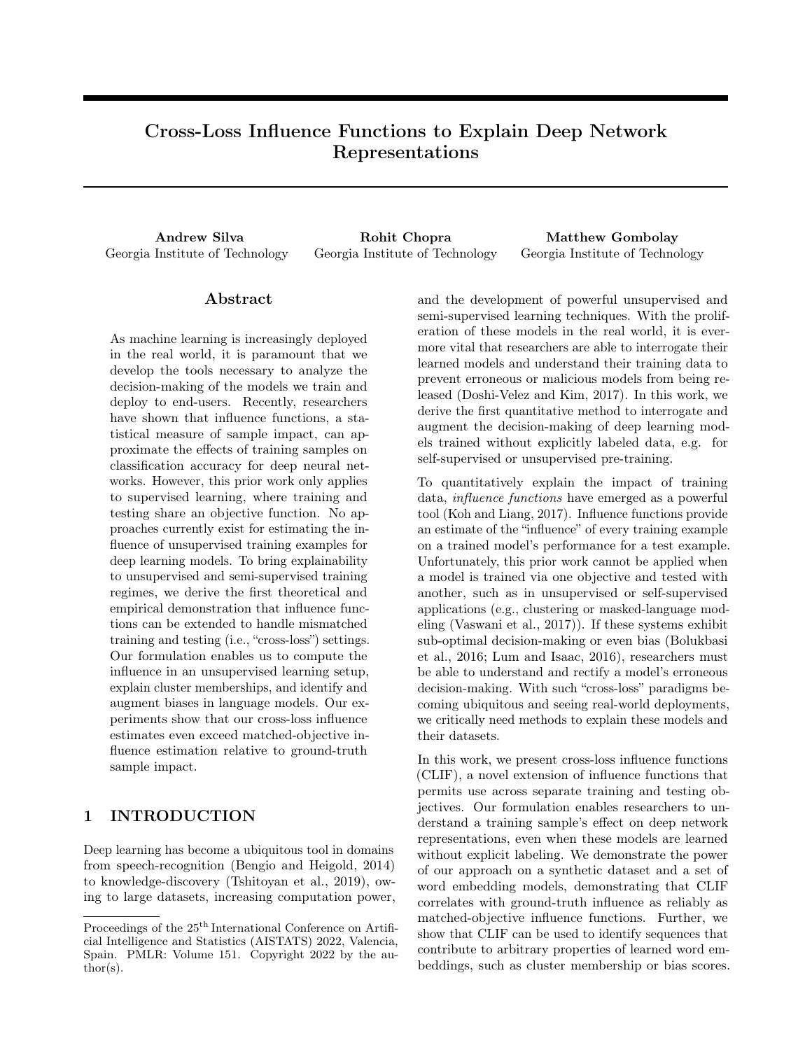# Cross-Loss Influence Functions to Explain Deep Network Representations

**Andrew Silva**
Georgia Institute of Technology

**Rohit Chopra**
Georgia Institute of Technology

**Matthew Gombolay**
Georgia Institute of Technology

## Abstract

As machine learning is increasingly deployed in the real world, it is paramount that we develop the tools necessary to analyze the decision-making of the models we train and deploy to end-users. Recently, researchers have shown that influence functions, a statistical measure of sample impact, can approximate the effects of training samples on classification accuracy for deep neural networks. However, this prior work only applies to supervised learning, where training and testing share an objective function. No approaches currently exist for estimating the influence of unsupervised training examples for deep learning models. To bring explainability to unsupervised and semi-supervised training regimes, we derive the first theoretical and empirical demonstration that influence functions can be extended to handle mismatched training and testing (i.e., "cross-loss") settings. Our formulation enables us to compute the influence in an unsupervised learning setup, explain cluster memberships, and identify and augment biases in language models. Our experiments show that our cross-loss influence estimates even exceed matched-objective influence estimation relative to ground-truth sample impact.

## 1 INTRODUCTION

Deep learning has become a ubiquitous tool in domains from speech-recognition (Bengio and Heigold, 2014) to knowledge-discovery (Tshitoyan et al., 2019), owing to large datasets, increasing computation power, and the development of powerful unsupervised and semi-supervised learning techniques. With the proliferation of these models in the real world, it is evermore vital that researchers are able to interrogate their learned models and understand their training data to prevent erroneous or malicious models from being released (Doshi-Velez and Kim, 2017). In this work, we derive the first quantitative method to interrogate and augment the decision-making of deep learning models trained without explicitly labeled data, e.g. for self-supervised or unsupervised pre-training.

To quantitatively explain the impact of training data, *influence functions* have emerged as a powerful tool (Koh and Liang, 2017). Influence functions provide an estimate of the "influence" of every training example on a trained model's performance for a test example. Unfortunately, this prior work cannot be applied when a model is trained via one objective and tested with another, such as in unsupervised or self-supervised applications (e.g., clustering or masked-language modeling (Vaswani et al., 2017)). If these systems exhibit sub-optimal decision-making or even bias (Bolukbasi et al., 2016; Lum and Isaac, 2016), researchers must be able to understand and rectify a model's erroneous decision-making. With such "cross-loss" paradigms becoming ubiquitous and seeing real-world deployments, we critically need methods to explain these models and their datasets.

In this work, we present cross-loss influence functions (CLIF), a novel extension of influence functions that permits use across separate training and testing objectives. Our formulation enables researchers to understand a training sample's effect on deep network representations, even when these models are learned without explicit labeling. We demonstrate the power of our approach on a synthetic dataset and a set of word embedding models, demonstrating that CLIF correlates with ground-truth influence as reliably as matched-objective influence functions. Further, we show that CLIF can be used to identify sequences that contribute to arbitrary properties of learned word embeddings, such as cluster membership or bias scores.

---

Proceedings of the 25[th] International Conference on Artificial Intelligence and Statistics (AISTATS) 2022, Valencia, Spain. PMLR: Volume 151. Copyright 2022 by the author(s).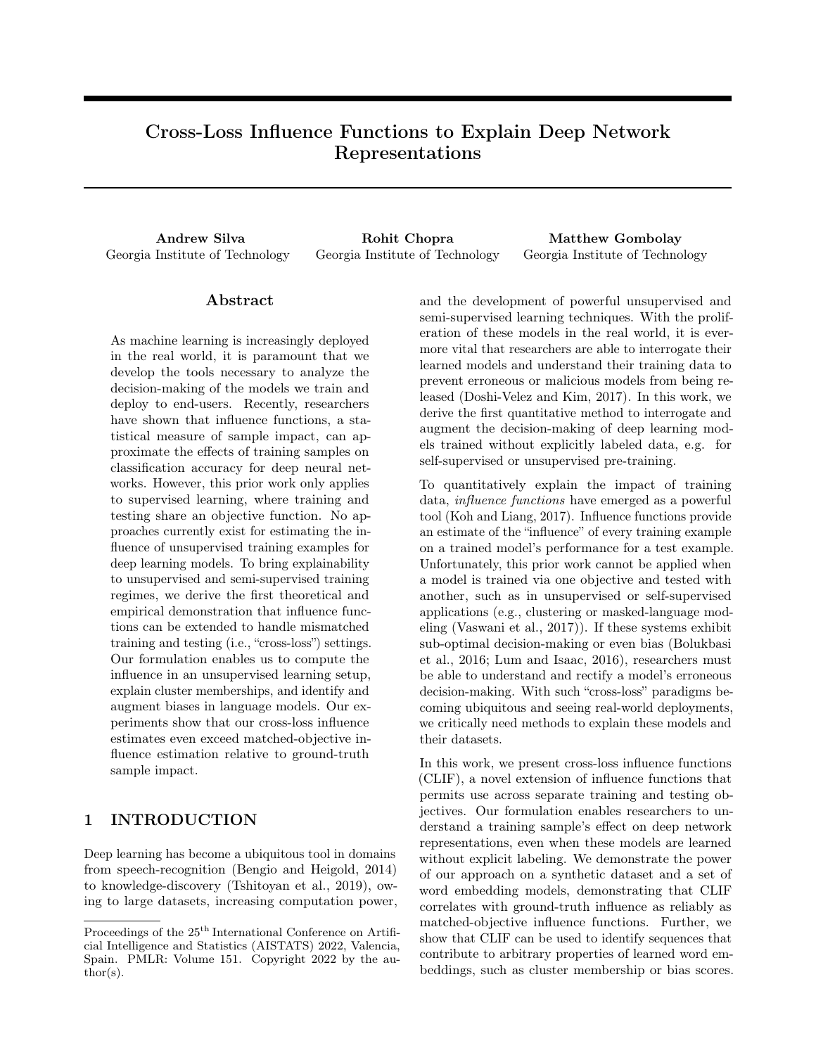# Cross-Loss Influence Functions to Explain Deep Network Representations

**Andrew Silva**
Georgia Institute of Technology

**Rohit Chopra**
Georgia Institute of Technology

**Matthew Gombolay**
Georgia Institute of Technology

## Abstract

As machine learning is increasingly deployed in the real world, it is paramount that we develop the tools necessary to analyze the decision-making of the models we train and deploy to end-users. Recently, researchers have shown that influence functions, a statistical measure of sample impact, can approximate the effects of training samples on classification accuracy for deep neural networks. However, this prior work only applies to supervised learning, where training and testing share an objective function. No approaches currently exist for estimating the influence of unsupervised training examples for deep learning models. To bring explainability to unsupervised and semi-supervised training regimes, we derive the first theoretical and empirical demonstration that influence functions can be extended to handle mismatched training and testing (i.e., "cross-loss") settings. Our formulation enables us to compute the influence in an unsupervised learning setup, explain cluster memberships, and identify and augment biases in language models. Our experiments show that our cross-loss influence estimates even exceed matched-objective influence estimation relative to ground-truth sample impact.

## 1 INTRODUCTION

Deep learning has become a ubiquitous tool in domains from speech-recognition (Bengio and Heigold, 2014) to knowledge-discovery (Tshitoyan et al., 2019), owing to large datasets, increasing computation power, and the development of powerful unsupervised and semi-supervised learning techniques. With the proliferation of these models in the real world, it is evermore vital that researchers are able to interrogate their learned models and understand their training data to prevent erroneous or malicious models from being released (Doshi-Velez and Kim, 2017). In this work, we derive the first quantitative method to interrogate and augment the decision-making of deep learning models trained without explicitly labeled data, e.g. for self-supervised or unsupervised pre-training.

To quantitatively explain the impact of training data, *influence functions* have emerged as a powerful tool (Koh and Liang, 2017). Influence functions provide an estimate of the "influence" of every training example on a trained model's performance for a test example. Unfortunately, this prior work cannot be applied when a model is trained via one objective and tested with another, such as in unsupervised or self-supervised applications (e.g., clustering or masked-language modeling (Vaswani et al., 2017)). If these systems exhibit sub-optimal decision-making or even bias (Bolukbasi et al., 2016; Lum and Isaac, 2016), researchers must be able to understand and rectify a model's erroneous decision-making. With such "cross-loss" paradigms becoming ubiquitous and seeing real-world deployments, we critically need methods to explain these models and their datasets.

In this work, we present cross-loss influence functions (CLIF), a novel extension of influence functions that permits use across separate training and testing objectives. Our formulation enables researchers to understand a training sample's effect on deep network representations, even when these models are learned without explicit labeling. We demonstrate the power of our approach on a synthetic dataset and a set of word embedding models, demonstrating that CLIF correlates with ground-truth influence as reliably as matched-objective influence functions. Further, we show that CLIF can be used to identify sequences that contribute to arbitrary properties of learned word embeddings, such as cluster membership or bias scores.

Proceedings of the 25[th] International Conference on Artificial Intelligence and Statistics (AISTATS) 2022, Valencia, Spain. PMLR: Volume 151. Copyright 2022 by the author(s).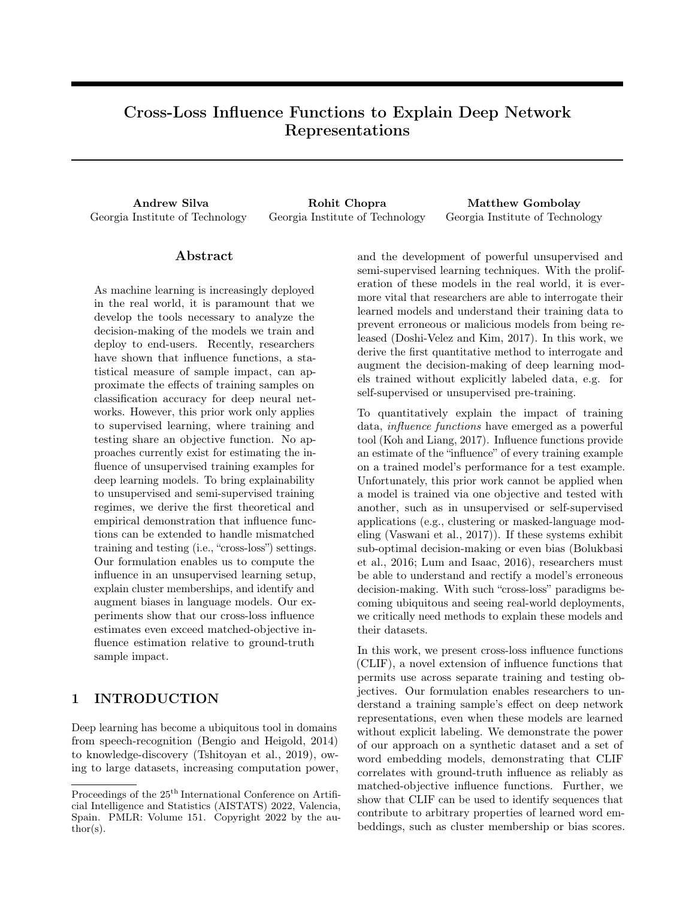# Cross-Loss Influence Functions to Explain Deep Network Representations

**Andrew Silva**
Georgia Institute of Technology

**Rohit Chopra**
Georgia Institute of Technology

**Matthew Gombolay**
Georgia Institute of Technology

## Abstract

As machine learning is increasingly deployed in the real world, it is paramount that we develop the tools necessary to analyze the decision-making of the models we train and deploy to end-users. Recently, researchers have shown that influence functions, a statistical measure of sample impact, can approximate the effects of training samples on classification accuracy for deep neural networks. However, this prior work only applies to supervised learning, where training and testing share an objective function. No approaches currently exist for estimating the influence of unsupervised training examples for deep learning models. To bring explainability to unsupervised and semi-supervised training regimes, we derive the first theoretical and empirical demonstration that influence functions can be extended to handle mismatched training and testing (i.e., "cross-loss") settings. Our formulation enables us to compute the influence in an unsupervised learning setup, explain cluster memberships, and identify and augment biases in language models. Our experiments show that our cross-loss influence estimates even exceed matched-objective influence estimation relative to ground-truth sample impact.

## 1 INTRODUCTION

Deep learning has become a ubiquitous tool in domains from speech-recognition (Bengio and Heigold, 2014) to knowledge-discovery (Tshitoyan et al., 2019), owing to large datasets, increasing computation power, and the development of powerful unsupervised and semi-supervised learning techniques. With the proliferation of these models in the real world, it is evermore vital that researchers are able to interrogate their learned models and understand their training data to prevent erroneous or malicious models from being released (Doshi-Velez and Kim, 2017). In this work, we derive the first quantitative method to interrogate and augment the decision-making of deep learning models trained without explicitly labeled data, e.g. for self-supervised or unsupervised pre-training.

To quantitatively explain the impact of training data, *influence functions* have emerged as a powerful tool (Koh and Liang, 2017). Influence functions provide an estimate of the "influence" of every training example on a trained model's performance for a test example. Unfortunately, this prior work cannot be applied when a model is trained via one objective and tested with another, such as in unsupervised or self-supervised applications (e.g., clustering or masked-language modeling (Vaswani et al., 2017)). If these systems exhibit sub-optimal decision-making or even bias (Bolukbasi et al., 2016; Lum and Isaac, 2016), researchers must be able to understand and rectify a model's erroneous decision-making. With such "cross-loss" paradigms becoming ubiquitous and seeing real-world deployments, we critically need methods to explain these models and their datasets.

In this work, we present cross-loss influence functions (CLIF), a novel extension of influence functions that permits use across separate training and testing objectives. Our formulation enables researchers to understand a training sample's effect on deep network representations, even when these models are learned without explicit labeling. We demonstrate the power of our approach on a synthetic dataset and a set of word embedding models, demonstrating that CLIF correlates with ground-truth influence as reliably as matched-objective influence functions. Further, we show that CLIF can be used to identify sequences that contribute to arbitrary properties of learned word embeddings, such as cluster membership or bias scores.

Proceedings of the 25[th] International Conference on Artificial Intelligence and Statistics (AISTATS) 2022, Valencia, Spain. PMLR: Volume 151. Copyright 2022 by the author(s).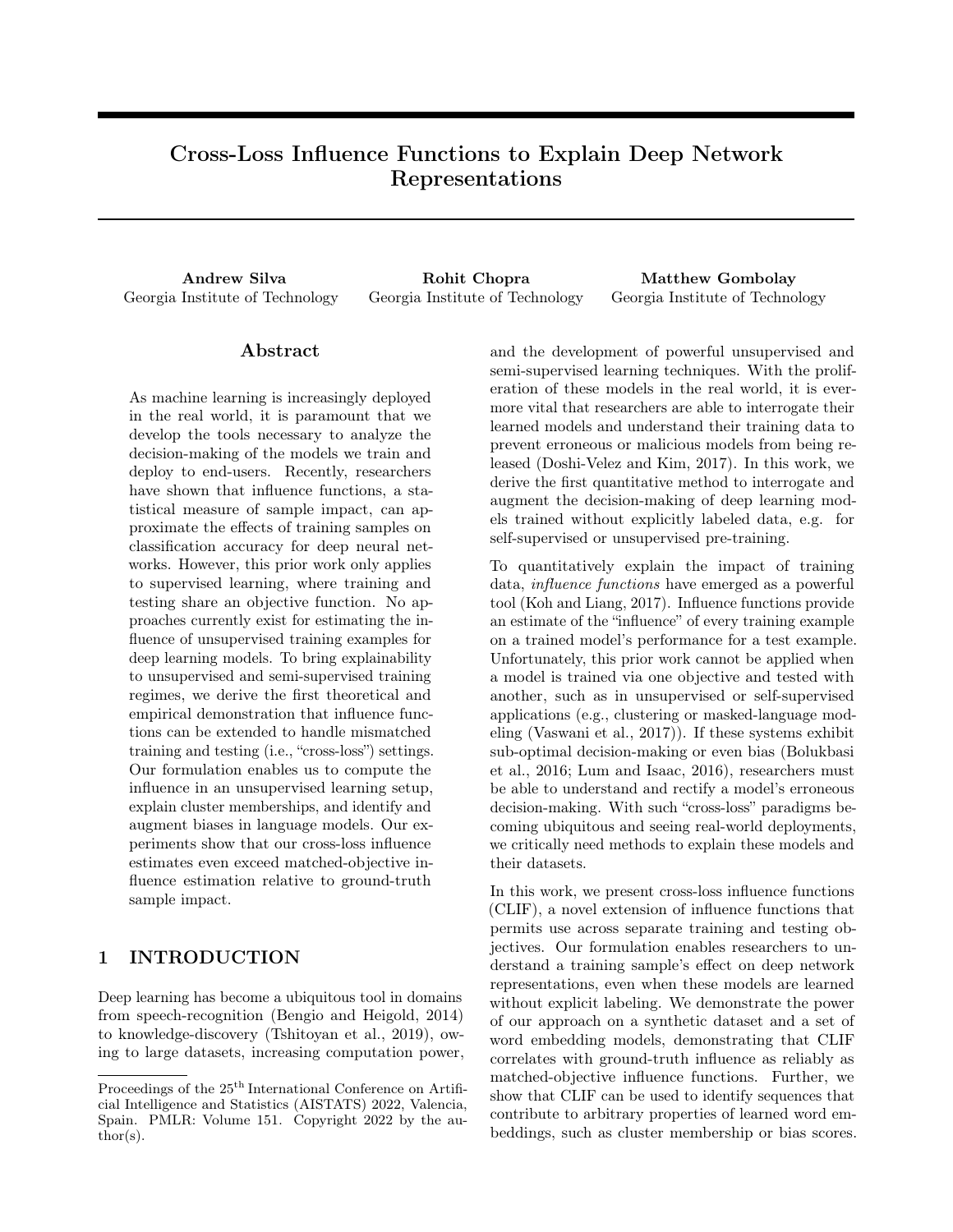# Cross-Loss Influence Functions to Explain Deep Network Representations

**Andrew Silva**
Georgia Institute of Technology

**Rohit Chopra**
Georgia Institute of Technology

**Matthew Gombolay**
Georgia Institute of Technology

## Abstract

As machine learning is increasingly deployed in the real world, it is paramount that we develop the tools necessary to analyze the decision-making of the models we train and deploy to end-users. Recently, researchers have shown that influence functions, a statistical measure of sample impact, can approximate the effects of training samples on classification accuracy for deep neural networks. However, this prior work only applies to supervised learning, where training and testing share an objective function. No approaches currently exist for estimating the influence of unsupervised training examples for deep learning models. To bring explainability to unsupervised and semi-supervised training regimes, we derive the first theoretical and empirical demonstration that influence functions can be extended to handle mismatched training and testing (i.e., "cross-loss") settings. Our formulation enables us to compute the influence in an unsupervised learning setup, explain cluster memberships, and identify and augment biases in language models. Our experiments show that our cross-loss influence estimates even exceed matched-objective influence estimation relative to ground-truth sample impact.

## 1 INTRODUCTION

Deep learning has become a ubiquitous tool in domains from speech-recognition (Bengio and Heigold, 2014) to knowledge-discovery (Tshitoyan et al., 2019), owing to large datasets, increasing computation power, and the development of powerful unsupervised and semi-supervised learning techniques. With the proliferation of these models in the real world, it is evermore vital that researchers are able to interrogate their learned models and understand their training data to prevent erroneous or malicious models from being released (Doshi-Velez and Kim, 2017). In this work, we derive the first quantitative method to interrogate and augment the decision-making of deep learning models trained without explicitly labeled data, e.g. for self-supervised or unsupervised pre-training.

To quantitatively explain the impact of training data, *influence functions* have emerged as a powerful tool (Koh and Liang, 2017). Influence functions provide an estimate of the "influence" of every training example on a trained model's performance for a test example. Unfortunately, this prior work cannot be applied when a model is trained via one objective and tested with another, such as in unsupervised or self-supervised applications (e.g., clustering or masked-language modeling (Vaswani et al., 2017)). If these systems exhibit sub-optimal decision-making or even bias (Bolukbasi et al., 2016; Lum and Isaac, 2016), researchers must be able to understand and rectify a model's erroneous decision-making. With such "cross-loss" paradigms becoming ubiquitous and seeing real-world deployments, we critically need methods to explain these models and their datasets.

In this work, we present cross-loss influence functions (CLIF), a novel extension of influence functions that permits use across separate training and testing objectives. Our formulation enables researchers to understand a training sample's effect on deep network representations, even when these models are learned without explicit labeling. We demonstrate the power of our approach on a synthetic dataset and a set of word embedding models, demonstrating that CLIF correlates with ground-truth influence as reliably as matched-objective influence functions. Further, we show that CLIF can be used to identify sequences that contribute to arbitrary properties of learned word embeddings, such as cluster membership or bias scores.

Proceedings of the 25[th] International Conference on Artificial Intelligence and Statistics (AISTATS) 2022, Valencia, Spain. PMLR: Volume 151. Copyright 2022 by the author(s).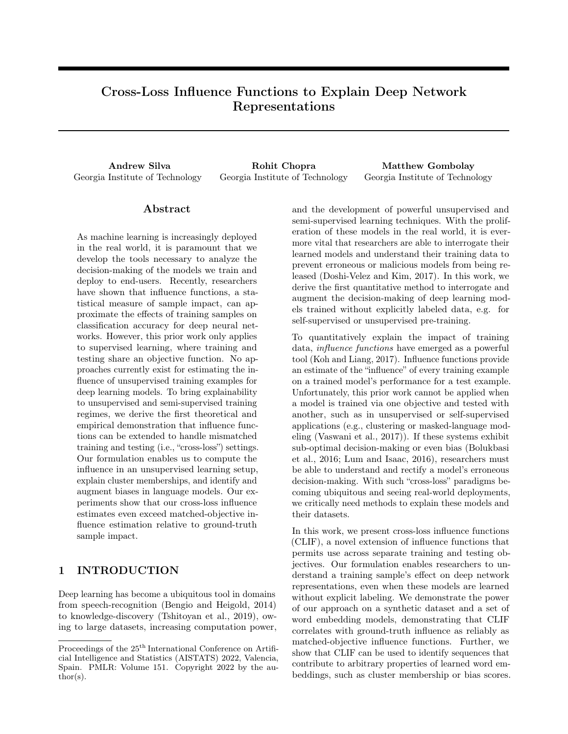# Cross-Loss Influence Functions to Explain Deep Network Representations

**Andrew Silva**
Georgia Institute of Technology

**Rohit Chopra**
Georgia Institute of Technology

**Matthew Gombolay**
Georgia Institute of Technology

## Abstract

As machine learning is increasingly deployed in the real world, it is paramount that we develop the tools necessary to analyze the decision-making of the models we train and deploy to end-users. Recently, researchers have shown that influence functions, a statistical measure of sample impact, can approximate the effects of training samples on classification accuracy for deep neural networks. However, this prior work only applies to supervised learning, where training and testing share an objective function. No approaches currently exist for estimating the influence of unsupervised training examples for deep learning models. To bring explainability to unsupervised and semi-supervised training regimes, we derive the first theoretical and empirical demonstration that influence functions can be extended to handle mismatched training and testing (i.e., "cross-loss") settings. Our formulation enables us to compute the influence in an unsupervised learning setup, explain cluster memberships, and identify and augment biases in language models. Our experiments show that our cross-loss influence estimates even exceed matched-objective influence estimation relative to ground-truth sample impact.

## 1 INTRODUCTION

Deep learning has become a ubiquitous tool in domains from speech-recognition (Bengio and Heigold, 2014) to knowledge-discovery (Tshitoyan et al., 2019), owing to large datasets, increasing computation power, and the development of powerful unsupervised and semi-supervised learning techniques. With the proliferation of these models in the real world, it is evermore vital that researchers are able to interrogate their learned models and understand their training data to prevent erroneous or malicious models from being released (Doshi-Velez and Kim, 2017). In this work, we derive the first quantitative method to interrogate and augment the decision-making of deep learning models trained without explicitly labeled data, e.g. for self-supervised or unsupervised pre-training.

To quantitatively explain the impact of training data, *influence functions* have emerged as a powerful tool (Koh and Liang, 2017). Influence functions provide an estimate of the "influence" of every training example on a trained model's performance for a test example. Unfortunately, this prior work cannot be applied when a model is trained via one objective and tested with another, such as in unsupervised or self-supervised applications (e.g., clustering or masked-language modeling (Vaswani et al., 2017)). If these systems exhibit sub-optimal decision-making or even bias (Bolukbasi et al., 2016; Lum and Isaac, 2016), researchers must be able to understand and rectify a model's erroneous decision-making. With such "cross-loss" paradigms becoming ubiquitous and seeing real-world deployments, we critically need methods to explain these models and their datasets.

In this work, we present cross-loss influence functions (CLIF), a novel extension of influence functions that permits use across separate training and testing objectives. Our formulation enables researchers to understand a training sample's effect on deep network representations, even when these models are learned without explicit labeling. We demonstrate the power of our approach on a synthetic dataset and a set of word embedding models, demonstrating that CLIF correlates with ground-truth influence as reliably as matched-objective influence functions. Further, we show that CLIF can be used to identify sequences that contribute to arbitrary properties of learned word embeddings, such as cluster membership or bias scores.

Proceedings of the 25[th] International Conference on Artificial Intelligence and Statistics (AISTATS) 2022, Valencia, Spain. PMLR: Volume 151. Copyright 2022 by the author(s).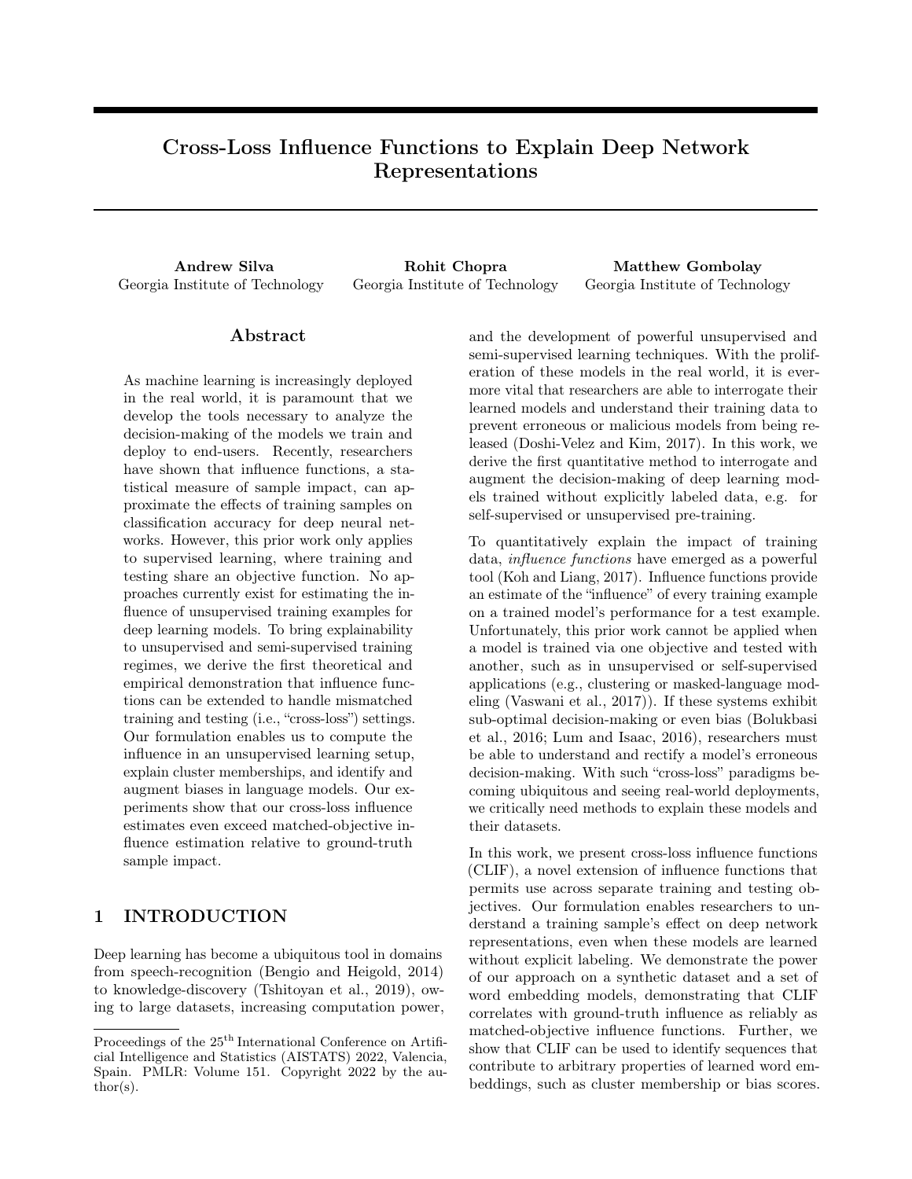# Cross-Loss Influence Functions to Explain Deep Network Representations

**Andrew Silva**  
Georgia Institute of Technology

**Rohit Chopra**  
Georgia Institute of Technology

**Matthew Gombolay**  
Georgia Institute of Technology

## Abstract

As machine learning is increasingly deployed in the real world, it is paramount that we develop the tools necessary to analyze the decision-making of the models we train and deploy to end-users. Recently, researchers have shown that influence functions, a statistical measure of sample impact, can approximate the effects of training samples on classification accuracy for deep neural networks. However, this prior work only applies to supervised learning, where training and testing share an objective function. No approaches currently exist for estimating the influence of unsupervised training examples for deep learning models. To bring explainability to unsupervised and semi-supervised training regimes, we derive the first theoretical and empirical demonstration that influence functions can be extended to handle mismatched training and testing (i.e., "cross-loss") settings. Our formulation enables us to compute the influence in an unsupervised learning setup, explain cluster memberships, and identify and augment biases in language models. Our experiments show that our cross-loss influence estimates even exceed matched-objective influence estimation relative to ground-truth sample impact.

## 1 INTRODUCTION

Deep learning has become a ubiquitous tool in domains from speech-recognition (Bengio and Heigold, 2014) to knowledge-discovery (Tshitoyan et al., 2019), owing to large datasets, increasing computation power, and the development of powerful unsupervised and semi-supervised learning techniques. With the proliferation of these models in the real world, it is evermore vital that researchers are able to interrogate their learned models and understand their training data to prevent erroneous or malicious models from being released (Doshi-Velez and Kim, 2017). In this work, we derive the first quantitative method to interrogate and augment the decision-making of deep learning models trained without explicitly labeled data, e.g. for self-supervised or unsupervised pre-training.

To quantitatively explain the impact of training data, *influence functions* have emerged as a powerful tool (Koh and Liang, 2017). Influence functions provide an estimate of the "influence" of every training example on a trained model's performance for a test example. Unfortunately, this prior work cannot be applied when a model is trained via one objective and tested with another, such as in unsupervised or self-supervised applications (e.g., clustering or masked-language modeling (Vaswani et al., 2017)). If these systems exhibit sub-optimal decision-making or even bias (Bolukbasi et al., 2016; Lum and Isaac, 2016), researchers must be able to understand and rectify a model's erroneous decision-making. With such "cross-loss" paradigms becoming ubiquitous and seeing real-world deployments, we critically need methods to explain these models and their datasets.

In this work, we present cross-loss influence functions (CLIF), a novel extension of influence functions that permits use across separate training and testing objectives. Our formulation enables researchers to understand a training sample's effect on deep network representations, even when these models are learned without explicit labeling. We demonstrate the power of our approach on a synthetic dataset and a set of word embedding models, demonstrating that CLIF correlates with ground-truth influence as reliably as matched-objective influence functions. Further, we show that CLIF can be used to identify sequences that contribute to arbitrary properties of learned word embeddings, such as cluster membership or bias scores.

Proceedings of the 25[th] International Conference on Artificial Intelligence and Statistics (AISTATS) 2022, Valencia, Spain. PMLR: Volume 151. Copyright 2022 by the author(s).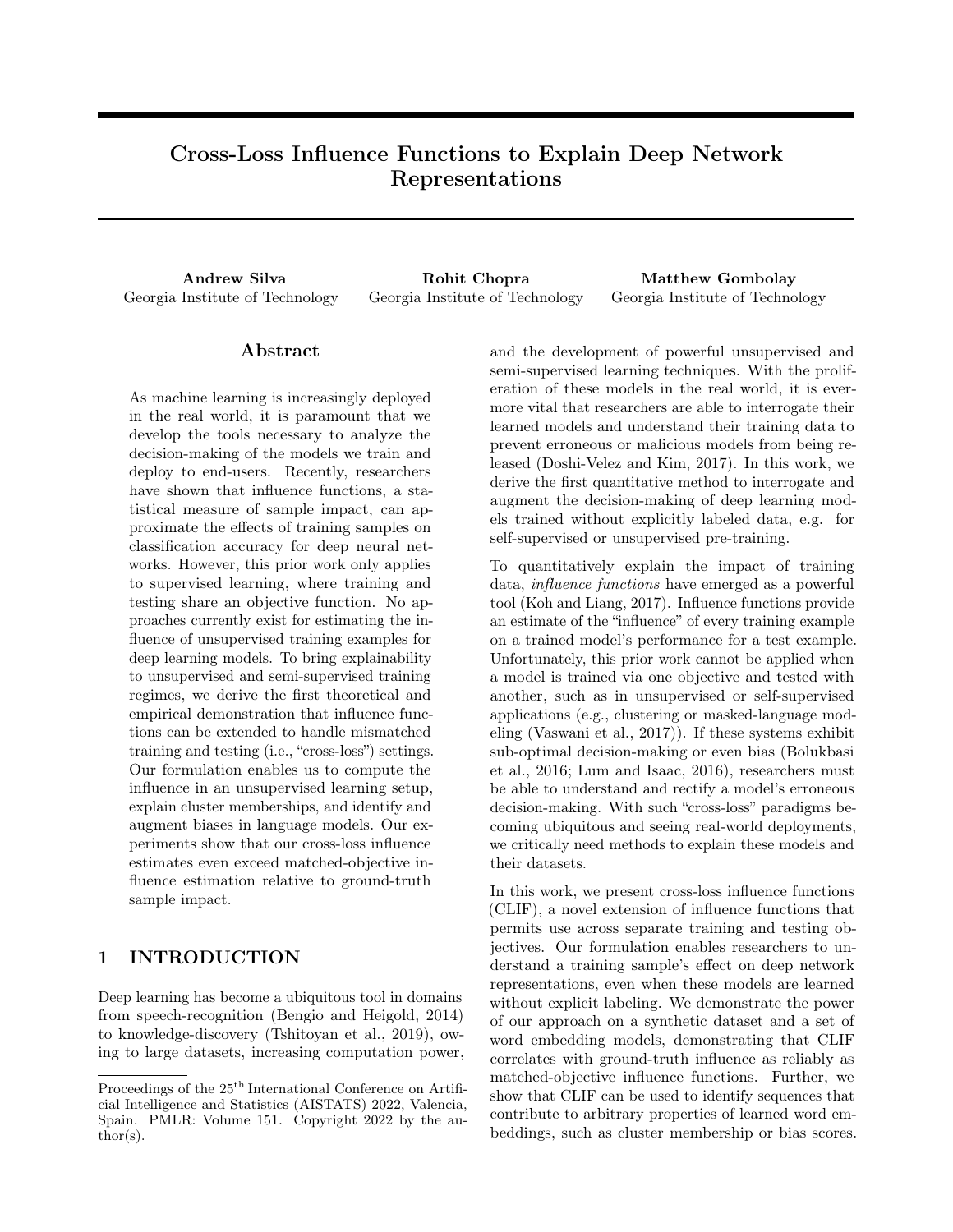# Cross-Loss Influence Functions to Explain Deep Network Representations

**Andrew Silva**
Georgia Institute of Technology

**Rohit Chopra**
Georgia Institute of Technology

**Matthew Gombolay**
Georgia Institute of Technology

## Abstract

As machine learning is increasingly deployed in the real world, it is paramount that we develop the tools necessary to analyze the decision-making of the models we train and deploy to end-users. Recently, researchers have shown that influence functions, a statistical measure of sample impact, can approximate the effects of training samples on classification accuracy for deep neural networks. However, this prior work only applies to supervised learning, where training and testing share an objective function. No approaches currently exist for estimating the influence of unsupervised training examples for deep learning models. To bring explainability to unsupervised and semi-supervised training regimes, we derive the first theoretical and empirical demonstration that influence functions can be extended to handle mismatched training and testing (i.e., "cross-loss") settings. Our formulation enables us to compute the influence in an unsupervised learning setup, explain cluster memberships, and identify and augment biases in language models. Our experiments show that our cross-loss influence estimates even exceed matched-objective influence estimation relative to ground-truth sample impact.

## 1 INTRODUCTION

Deep learning has become a ubiquitous tool in domains from speech-recognition (Bengio and Heigold, 2014) to knowledge-discovery (Tshitoyan et al., 2019), owing to large datasets, increasing computation power, and the development of powerful unsupervised and semi-supervised learning techniques. With the proliferation of these models in the real world, it is evermore vital that researchers are able to interrogate their learned models and understand their training data to prevent erroneous or malicious models from being released (Doshi-Velez and Kim, 2017). In this work, we derive the first quantitative method to interrogate and augment the decision-making of deep learning models trained without explicitly labeled data, e.g. for self-supervised or unsupervised pre-training.

To quantitatively explain the impact of training data, *influence functions* have emerged as a powerful tool (Koh and Liang, 2017). Influence functions provide an estimate of the "influence" of every training example on a trained model's performance for a test example. Unfortunately, this prior work cannot be applied when a model is trained via one objective and tested with another, such as in unsupervised or self-supervised applications (e.g., clustering or masked-language modeling (Vaswani et al., 2017)). If these systems exhibit sub-optimal decision-making or even bias (Bolukbasi et al., 2016; Lum and Isaac, 2016), researchers must be able to understand and rectify a model's erroneous decision-making. With such "cross-loss" paradigms becoming ubiquitous and seeing real-world deployments, we critically need methods to explain these models and their datasets.

In this work, we present cross-loss influence functions (CLIF), a novel extension of influence functions that permits use across separate training and testing objectives. Our formulation enables researchers to understand a training sample's effect on deep network representations, even when these models are learned without explicit labeling. We demonstrate the power of our approach on a synthetic dataset and a set of word embedding models, demonstrating that CLIF correlates with ground-truth influence as reliably as matched-objective influence functions. Further, we show that CLIF can be used to identify sequences that contribute to arbitrary properties of learned word embeddings, such as cluster membership or bias scores.

Proceedings of the 25[th] International Conference on Artificial Intelligence and Statistics (AISTATS) 2022, Valencia, Spain. PMLR: Volume 151. Copyright 2022 by the author(s).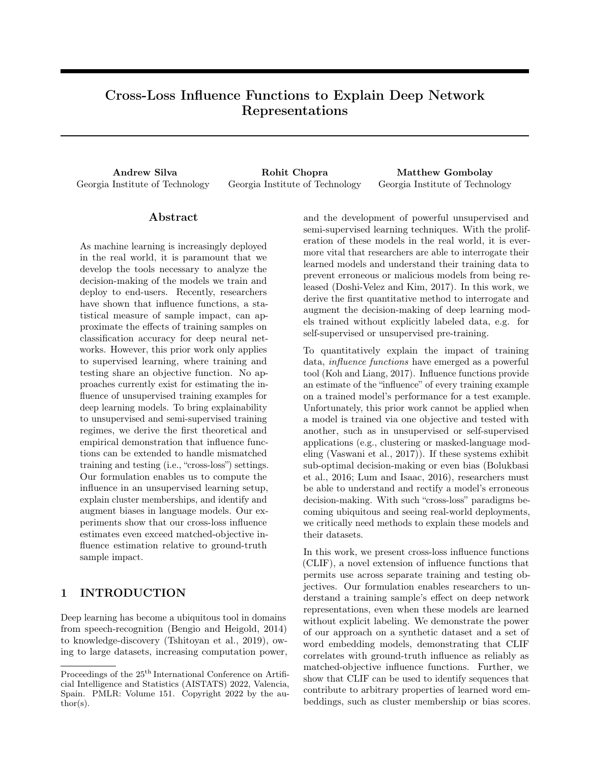# Cross-Loss Influence Functions to Explain Deep Network Representations

**Andrew Silva**
Georgia Institute of Technology

**Rohit Chopra**
Georgia Institute of Technology

**Matthew Gombolay**
Georgia Institute of Technology

## Abstract

As machine learning is increasingly deployed in the real world, it is paramount that we develop the tools necessary to analyze the decision-making of the models we train and deploy to end-users. Recently, researchers have shown that influence functions, a statistical measure of sample impact, can approximate the effects of training samples on classification accuracy for deep neural networks. However, this prior work only applies to supervised learning, where training and testing share an objective function. No approaches currently exist for estimating the influence of unsupervised training examples for deep learning models. To bring explainability to unsupervised and semi-supervised training regimes, we derive the first theoretical and empirical demonstration that influence functions can be extended to handle mismatched training and testing (i.e., "cross-loss") settings. Our formulation enables us to compute the influence in an unsupervised learning setup, explain cluster memberships, and identify and augment biases in language models. Our experiments show that our cross-loss influence estimates even exceed matched-objective influence estimation relative to ground-truth sample impact.

## 1 INTRODUCTION

Deep learning has become a ubiquitous tool in domains from speech-recognition (Bengio and Heigold, 2014) to knowledge-discovery (Tshitoyan et al., 2019), owing to large datasets, increasing computation power, and the development of powerful unsupervised and semi-supervised learning techniques. With the proliferation of these models in the real world, it is evermore vital that researchers are able to interrogate their learned models and understand their training data to prevent erroneous or malicious models from being released (Doshi-Velez and Kim, 2017). In this work, we derive the first quantitative method to interrogate and augment the decision-making of deep learning models trained without explicitly labeled data, e.g. for self-supervised or unsupervised pre-training.

To quantitatively explain the impact of training data, *influence functions* have emerged as a powerful tool (Koh and Liang, 2017). Influence functions provide an estimate of the "influence" of every training example on a trained model's performance for a test example. Unfortunately, this prior work cannot be applied when a model is trained via one objective and tested with another, such as in unsupervised or self-supervised applications (e.g., clustering or masked-language modeling (Vaswani et al., 2017)). If these systems exhibit sub-optimal decision-making or even bias (Bolukbasi et al., 2016; Lum and Isaac, 2016), researchers must be able to understand and rectify a model's erroneous decision-making. With such "cross-loss" paradigms becoming ubiquitous and seeing real-world deployments, we critically need methods to explain these models and their datasets.

In this work, we present cross-loss influence functions (CLIF), a novel extension of influence functions that permits use across separate training and testing objectives. Our formulation enables researchers to understand a training sample's effect on deep network representations, even when these models are learned without explicit labeling. We demonstrate the power of our approach on a synthetic dataset and a set of word embedding models, demonstrating that CLIF correlates with ground-truth influence as reliably as matched-objective influence functions. Further, we show that CLIF can be used to identify sequences that contribute to arbitrary properties of learned word embeddings, such as cluster membership or bias scores.

Proceedings of the 25[th] International Conference on Artificial Intelligence and Statistics (AISTATS) 2022, Valencia, Spain. PMLR: Volume 151. Copyright 2022 by the author(s).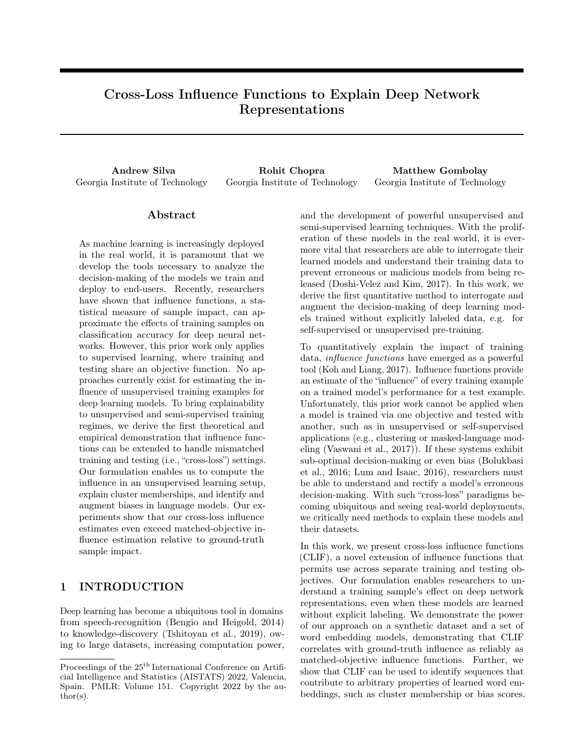# Cross-Loss Influence Functions to Explain Deep Network Representations

**Andrew Silva**
Georgia Institute of Technology

**Rohit Chopra**
Georgia Institute of Technology

**Matthew Gombolay**
Georgia Institute of Technology

## Abstract

As machine learning is increasingly deployed in the real world, it is paramount that we develop the tools necessary to analyze the decision-making of the models we train and deploy to end-users. Recently, researchers have shown that influence functions, a statistical measure of sample impact, can approximate the effects of training samples on classification accuracy for deep neural networks. However, this prior work only applies to supervised learning, where training and testing share an objective function. No approaches currently exist for estimating the influence of unsupervised training examples for deep learning models. To bring explainability to unsupervised and semi-supervised training regimes, we derive the first theoretical and empirical demonstration that influence functions can be extended to handle mismatched training and testing (i.e., "cross-loss") settings. Our formulation enables us to compute the influence in an unsupervised learning setup, explain cluster memberships, and identify and augment biases in language models. Our experiments show that our cross-loss influence estimates even exceed matched-objective influence estimation relative to ground-truth sample impact.

## 1 INTRODUCTION

Deep learning has become a ubiquitous tool in domains from speech-recognition (Bengio and Heigold, 2014) to knowledge-discovery (Tshitoyan et al., 2019), owing to large datasets, increasing computation power, and the development of powerful unsupervised and semi-supervised learning techniques. With the proliferation of these models in the real world, it is ever-more vital that researchers are able to interrogate their learned models and understand their training data to prevent erroneous or malicious models from being released (Doshi-Velez and Kim, 2017). In this work, we derive the first quantitative method to interrogate and augment the decision-making of deep learning models trained without explicitly labeled data, e.g. for self-supervised or unsupervised pre-training.

To quantitatively explain the impact of training data, *influence functions* have emerged as a powerful tool (Koh and Liang, 2017). Influence functions provide an estimate of the "influence" of every training example on a trained model's performance for a test example. Unfortunately, this prior work cannot be applied when a model is trained via one objective and tested with another, such as in unsupervised or self-supervised applications (e.g., clustering or masked-language modeling (Vaswani et al., 2017)). If these systems exhibit sub-optimal decision-making or even bias (Bolukbasi et al., 2016; Lum and Isaac, 2016), researchers must be able to understand and rectify a model's erroneous decision-making. With such "cross-loss" paradigms becoming ubiquitous and seeing real-world deployments, we critically need methods to explain these models and their datasets.

In this work, we present cross-loss influence functions (CLIF), a novel extension of influence functions that permits use across separate training and testing objectives. Our formulation enables researchers to understand a training sample's effect on deep network representations, even when these models are learned without explicit labeling. We demonstrate the power of our approach on a synthetic dataset and a set of word embedding models, demonstrating that CLIF correlates with ground-truth influence as reliably as matched-objective influence functions. Further, we show that CLIF can be used to identify sequences that contribute to arbitrary properties of learned word embeddings, such as cluster membership or bias scores.

---

Proceedings of the 25[th] International Conference on Artificial Intelligence and Statistics (AISTATS) 2022, Valencia, Spain. PMLR: Volume 151. Copyright 2022 by the author(s).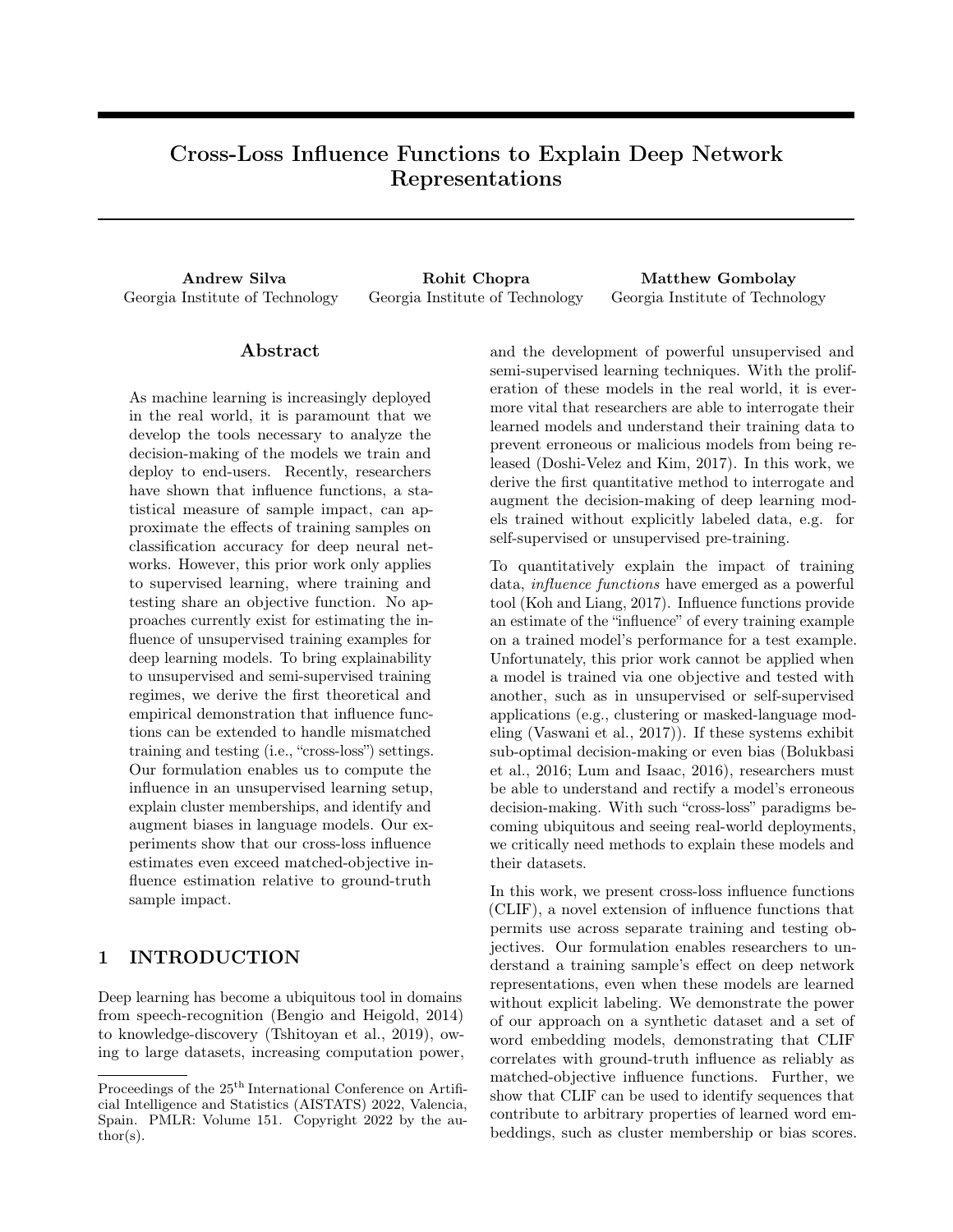# Cross-Loss Influence Functions to Explain Deep Network Representations

**Andrew Silva**
Georgia Institute of Technology

**Rohit Chopra**
Georgia Institute of Technology

**Matthew Gombolay**
Georgia Institute of Technology

## Abstract

As machine learning is increasingly deployed in the real world, it is paramount that we develop the tools necessary to analyze the decision-making of the models we train and deploy to end-users. Recently, researchers have shown that influence functions, a statistical measure of sample impact, can approximate the effects of training samples on classification accuracy for deep neural networks. However, this prior work only applies to supervised learning, where training and testing share an objective function. No approaches currently exist for estimating the influence of unsupervised training examples for deep learning models. To bring explainability to unsupervised and semi-supervised training regimes, we derive the first theoretical and empirical demonstration that influence functions can be extended to handle mismatched training and testing (i.e., "cross-loss") settings. Our formulation enables us to compute the influence in an unsupervised learning setup, explain cluster memberships, and identify and augment biases in language models. Our experiments show that our cross-loss influence estimates even exceed matched-objective influence estimation relative to ground-truth sample impact.

## 1 INTRODUCTION

Deep learning has become a ubiquitous tool in domains from speech-recognition (Bengio and Heigold, 2014) to knowledge-discovery (Tshitoyan et al., 2019), owing to large datasets, increasing computation power, and the development of powerful unsupervised and semi-supervised learning techniques. With the proliferation of these models in the real world, it is ever-more vital that researchers are able to interrogate their learned models and understand their training data to prevent erroneous or malicious models from being released (Doshi-Velez and Kim, 2017). In this work, we derive the first quantitative method to interrogate and augment the decision-making of deep learning models trained without explicitly labeled data, e.g. for self-supervised or unsupervised pre-training.

To quantitatively explain the impact of training data, *influence functions* have emerged as a powerful tool (Koh and Liang, 2017). Influence functions provide an estimate of the "influence" of every training example on a trained model's performance for a test example. Unfortunately, this prior work cannot be applied when a model is trained via one objective and tested with another, such as in unsupervised or self-supervised applications (e.g., clustering or masked-language modeling (Vaswani et al., 2017)). If these systems exhibit sub-optimal decision-making or even bias (Bolukbasi et al., 2016; Lum and Isaac, 2016), researchers must be able to understand and rectify a model's erroneous decision-making. With such "cross-loss" paradigms becoming ubiquitous and seeing real-world deployments, we critically need methods to explain these models and their datasets.

In this work, we present cross-loss influence functions (CLIF), a novel extension of influence functions that permits use across separate training and testing objectives. Our formulation enables researchers to understand a training sample's effect on deep network representations, even when these models are learned without explicit labeling. We demonstrate the power of our approach on a synthetic dataset and a set of word embedding models, demonstrating that CLIF correlates with ground-truth influence as reliably as matched-objective influence functions. Further, we show that CLIF can be used to identify sequences that contribute to arbitrary properties of learned word embeddings, such as cluster membership or bias scores.

Proceedings of the 25[th] International Conference on Artificial Intelligence and Statistics (AISTATS) 2022, Valencia, Spain. PMLR: Volume 151. Copyright 2022 by the author(s).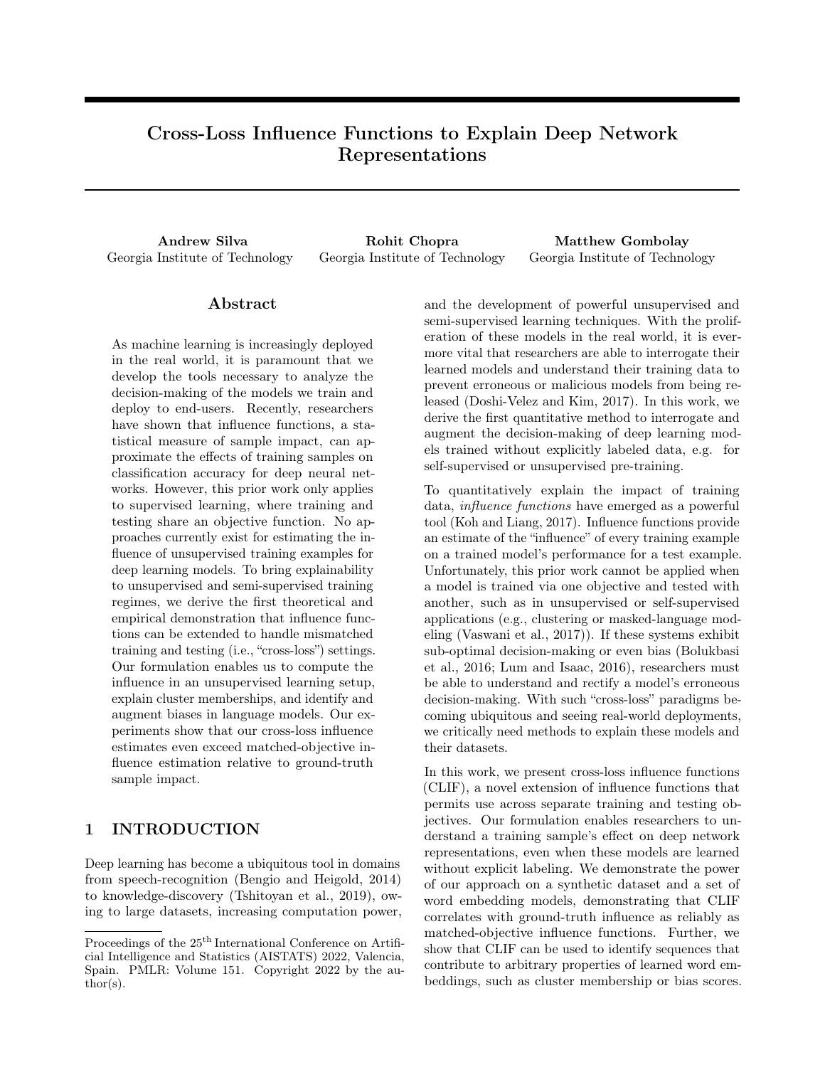# Cross-Loss Influence Functions to Explain Deep Network Representations

**Andrew Silva**
Georgia Institute of Technology

**Rohit Chopra**
Georgia Institute of Technology

**Matthew Gombolay**
Georgia Institute of Technology

## Abstract

As machine learning is increasingly deployed in the real world, it is paramount that we develop the tools necessary to analyze the decision-making of the models we train and deploy to end-users. Recently, researchers have shown that influence functions, a statistical measure of sample impact, can approximate the effects of training samples on classification accuracy for deep neural networks. However, this prior work only applies to supervised learning, where training and testing share an objective function. No approaches currently exist for estimating the influence of unsupervised training examples for deep learning models. To bring explainability to unsupervised and semi-supervised training regimes, we derive the first theoretical and empirical demonstration that influence functions can be extended to handle mismatched training and testing (i.e., "cross-loss") settings. Our formulation enables us to compute the influence in an unsupervised learning setup, explain cluster memberships, and identify and augment biases in language models. Our experiments show that our cross-loss influence estimates even exceed matched-objective influence estimation relative to ground-truth sample impact.

## 1 INTRODUCTION

Deep learning has become a ubiquitous tool in domains from speech-recognition (Bengio and Heigold, 2014) to knowledge-discovery (Tshitoyan et al., 2019), owing to large datasets, increasing computation power, and the development of powerful unsupervised and semi-supervised learning techniques. With the proliferation of these models in the real world, it is evermore vital that researchers are able to interrogate their learned models and understand their training data to prevent erroneous or malicious models from being released (Doshi-Velez and Kim, 2017). In this work, we derive the first quantitative method to interrogate and augment the decision-making of deep learning models trained without explicitly labeled data, e.g. for self-supervised or unsupervised pre-training.

To quantitatively explain the impact of training data, *influence functions* have emerged as a powerful tool (Koh and Liang, 2017). Influence functions provide an estimate of the "influence" of every training example on a trained model's performance for a test example. Unfortunately, this prior work cannot be applied when a model is trained via one objective and tested with another, such as in unsupervised or self-supervised applications (e.g., clustering or masked-language modeling (Vaswani et al., 2017)). If these systems exhibit sub-optimal decision-making or even bias (Bolukbasi et al., 2016; Lum and Isaac, 2016), researchers must be able to understand and rectify a model's erroneous decision-making. With such "cross-loss" paradigms becoming ubiquitous and seeing real-world deployments, we critically need methods to explain these models and their datasets.

In this work, we present cross-loss influence functions (CLIF), a novel extension of influence functions that permits use across separate training and testing objectives. Our formulation enables researchers to understand a training sample's effect on deep network representations, even when these models are learned without explicit labeling. We demonstrate the power of our approach on a synthetic dataset and a set of word embedding models, demonstrating that CLIF correlates with ground-truth influence as reliably as matched-objective influence functions. Further, we show that CLIF can be used to identify sequences that contribute to arbitrary properties of learned word embeddings, such as cluster membership or bias scores.

Proceedings of the 25[th] International Conference on Artificial Intelligence and Statistics (AISTATS) 2022, Valencia, Spain. PMLR: Volume 151. Copyright 2022 by the author(s).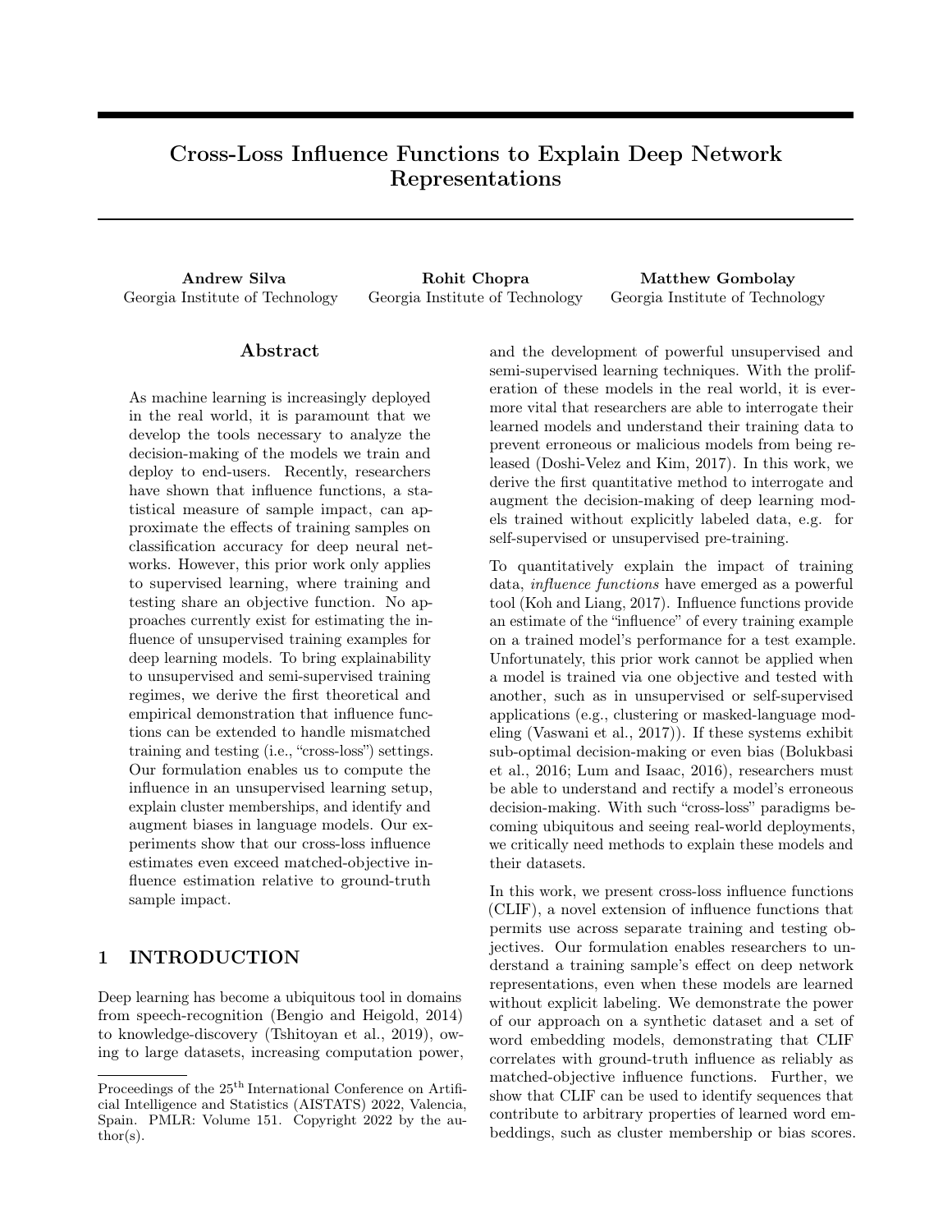# Cross-Loss Influence Functions to Explain Deep Network Representations

**Andrew Silva**
Georgia Institute of Technology

**Rohit Chopra**
Georgia Institute of Technology

**Matthew Gombolay**
Georgia Institute of Technology

## Abstract

As machine learning is increasingly deployed in the real world, it is paramount that we develop the tools necessary to analyze the decision-making of the models we train and deploy to end-users. Recently, researchers have shown that influence functions, a statistical measure of sample impact, can approximate the effects of training samples on classification accuracy for deep neural networks. However, this prior work only applies to supervised learning, where training and testing share an objective function. No approaches currently exist for estimating the influence of unsupervised training examples for deep learning models. To bring explainability to unsupervised and semi-supervised training regimes, we derive the first theoretical and empirical demonstration that influence functions can be extended to handle mismatched training and testing (i.e., "cross-loss") settings. Our formulation enables us to compute the influence in an unsupervised learning setup, explain cluster memberships, and identify and augment biases in language models. Our experiments show that our cross-loss influence estimates even exceed matched-objective influence estimation relative to ground-truth sample impact.

## 1 INTRODUCTION

Deep learning has become a ubiquitous tool in domains from speech-recognition (Bengio and Heigold, 2014) to knowledge-discovery (Tshitoyan et al., 2019), owing to large datasets, increasing computation power, and the development of powerful unsupervised and semi-supervised learning techniques. With the proliferation of these models in the real world, it is evermore vital that researchers are able to interrogate their learned models and understand their training data to prevent erroneous or malicious models from being released (Doshi-Velez and Kim, 2017). In this work, we derive the first quantitative method to interrogate and augment the decision-making of deep learning models trained without explicitly labeled data, e.g. for self-supervised or unsupervised pre-training.

To quantitatively explain the impact of training data, *influence functions* have emerged as a powerful tool (Koh and Liang, 2017). Influence functions provide an estimate of the "influence" of every training example on a trained model's performance for a test example. Unfortunately, this prior work cannot be applied when a model is trained via one objective and tested with another, such as in unsupervised or self-supervised applications (e.g., clustering or masked-language modeling (Vaswani et al., 2017)). If these systems exhibit sub-optimal decision-making or even bias (Bolukbasi et al., 2016; Lum and Isaac, 2016), researchers must be able to understand and rectify a model's erroneous decision-making. With such "cross-loss" paradigms becoming ubiquitous and seeing real-world deployments, we critically need methods to explain these models and their datasets.

In this work, we present cross-loss influence functions (CLIF), a novel extension of influence functions that permits use across separate training and testing objectives. Our formulation enables researchers to understand a training sample's effect on deep network representations, even when these models are learned without explicit labeling. We demonstrate the power of our approach on a synthetic dataset and a set of word embedding models, demonstrating that CLIF correlates with ground-truth influence as reliably as matched-objective influence functions. Further, we show that CLIF can be used to identify sequences that contribute to arbitrary properties of learned word embeddings, such as cluster membership or bias scores.

Proceedings of the 25[th] International Conference on Artificial Intelligence and Statistics (AISTATS) 2022, Valencia, Spain. PMLR: Volume 151. Copyright 2022 by the author(s).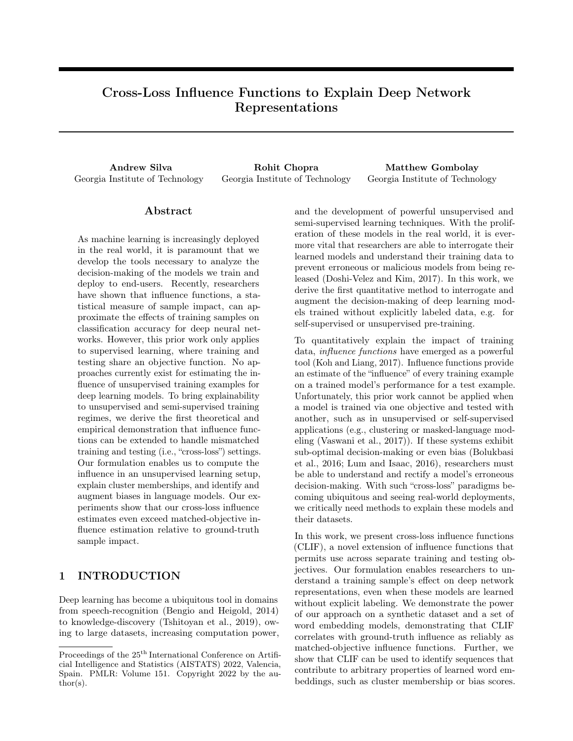# Cross-Loss Influence Functions to Explain Deep Network Representations

**Andrew Silva**
Georgia Institute of Technology

**Rohit Chopra**
Georgia Institute of Technology

**Matthew Gombolay**
Georgia Institute of Technology

## Abstract

As machine learning is increasingly deployed in the real world, it is paramount that we develop the tools necessary to analyze the decision-making of the models we train and deploy to end-users. Recently, researchers have shown that influence functions, a statistical measure of sample impact, can approximate the effects of training samples on classification accuracy for deep neural networks. However, this prior work only applies to supervised learning, where training and testing share an objective function. No approaches currently exist for estimating the influence of unsupervised training examples for deep learning models. To bring explainability to unsupervised and semi-supervised training regimes, we derive the first theoretical and empirical demonstration that influence functions can be extended to handle mismatched training and testing (i.e., "cross-loss") settings. Our formulation enables us to compute the influence in an unsupervised learning setup, explain cluster memberships, and identify and augment biases in language models. Our experiments show that our cross-loss influence estimates even exceed matched-objective influence estimation relative to ground-truth sample impact.

## 1 INTRODUCTION

Deep learning has become a ubiquitous tool in domains from speech-recognition (Bengio and Heigold, 2014) to knowledge-discovery (Tshitoyan et al., 2019), owing to large datasets, increasing computation power, and the development of powerful unsupervised and semi-supervised learning techniques. With the proliferation of these models in the real world, it is evermore vital that researchers are able to interrogate their learned models and understand their training data to prevent erroneous or malicious models from being released (Doshi-Velez and Kim, 2017). In this work, we derive the first quantitative method to interrogate and augment the decision-making of deep learning models trained without explicitly labeled data, e.g. for self-supervised or unsupervised pre-training.

To quantitatively explain the impact of training data, *influence functions* have emerged as a powerful tool (Koh and Liang, 2017). Influence functions provide an estimate of the "influence" of every training example on a trained model's performance for a test example. Unfortunately, this prior work cannot be applied when a model is trained via one objective and tested with another, such as in unsupervised or self-supervised applications (e.g., clustering or masked-language modeling (Vaswani et al., 2017)). If these systems exhibit sub-optimal decision-making or even bias (Bolukbasi et al., 2016; Lum and Isaac, 2016), researchers must be able to understand and rectify a model's erroneous decision-making. With such "cross-loss" paradigms becoming ubiquitous and seeing real-world deployments, we critically need methods to explain these models and their datasets.

In this work, we present cross-loss influence functions (CLIF), a novel extension of influence functions that permits use across separate training and testing objectives. Our formulation enables researchers to understand a training sample's effect on deep network representations, even when these models are learned without explicit labeling. We demonstrate the power of our approach on a synthetic dataset and a set of word embedding models, demonstrating that CLIF correlates with ground-truth influence as reliably as matched-objective influence functions. Further, we show that CLIF can be used to identify sequences that contribute to arbitrary properties of learned word embeddings, such as cluster membership or bias scores.

Proceedings of the 25[th] International Conference on Artificial Intelligence and Statistics (AISTATS) 2022, Valencia, Spain. PMLR: Volume 151. Copyright 2022 by the author(s).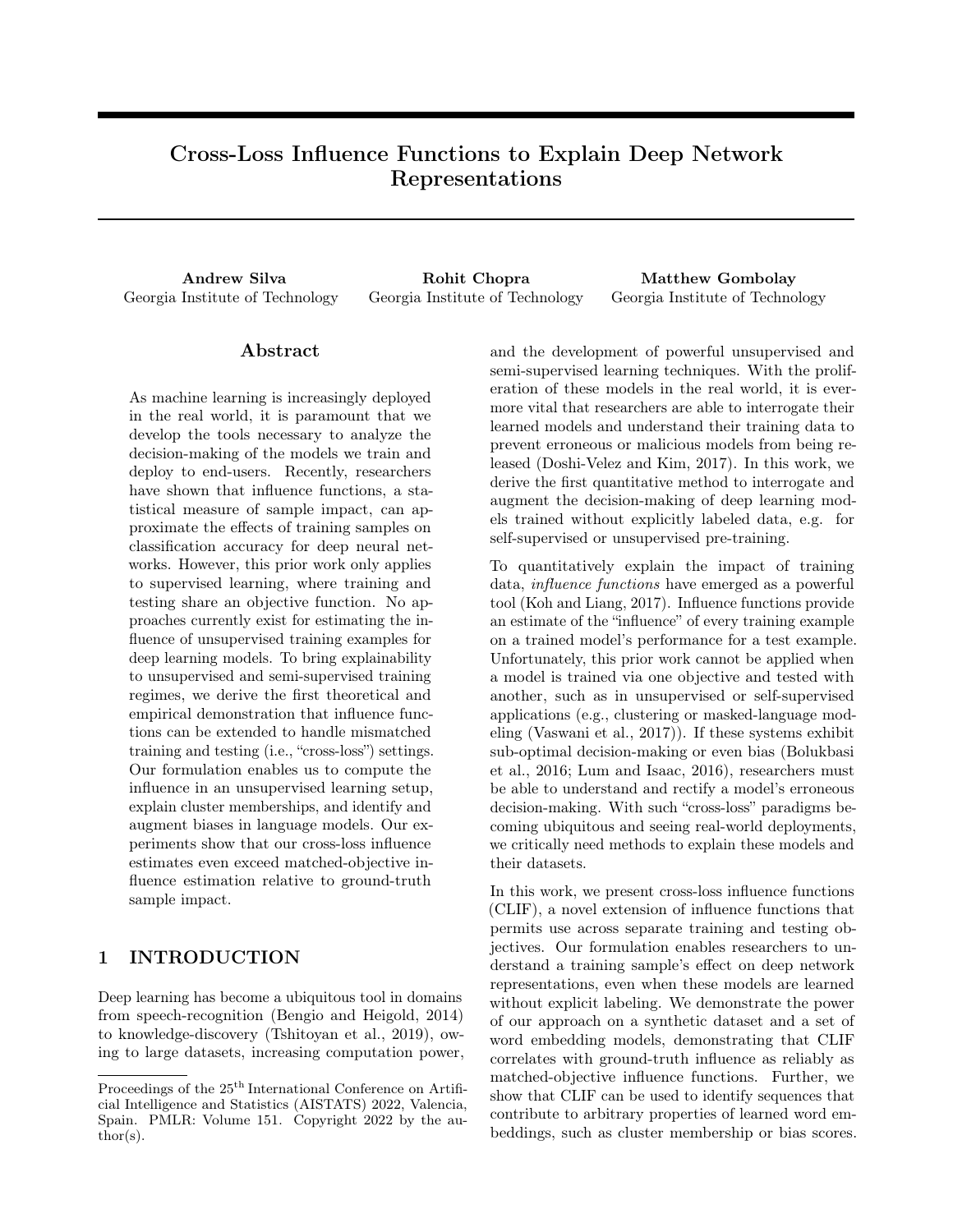# Cross-Loss Influence Functions to Explain Deep Network Representations

**Andrew Silva**
Georgia Institute of Technology

**Rohit Chopra**
Georgia Institute of Technology

**Matthew Gombolay**
Georgia Institute of Technology

## Abstract

As machine learning is increasingly deployed in the real world, it is paramount that we develop the tools necessary to analyze the decision-making of the models we train and deploy to end-users. Recently, researchers have shown that influence functions, a statistical measure of sample impact, can approximate the effects of training samples on classification accuracy for deep neural networks. However, this prior work only applies to supervised learning, where training and testing share an objective function. No approaches currently exist for estimating the influence of unsupervised training examples for deep learning models. To bring explainability to unsupervised and semi-supervised training regimes, we derive the first theoretical and empirical demonstration that influence functions can be extended to handle mismatched training and testing (i.e., "cross-loss") settings. Our formulation enables us to compute the influence in an unsupervised learning setup, explain cluster memberships, and identify and augment biases in language models. Our experiments show that our cross-loss influence estimates even exceed matched-objective influence estimation relative to ground-truth sample impact.

## 1 INTRODUCTION

Deep learning has become a ubiquitous tool in domains from speech-recognition (Bengio and Heigold, 2014) to knowledge-discovery (Tshitoyan et al., 2019), owing to large datasets, increasing computation power, and the development of powerful unsupervised and semi-supervised learning techniques. With the proliferation of these models in the real world, it is evermore vital that researchers are able to interrogate their learned models and understand their training data to prevent erroneous or malicious models from being released (Doshi-Velez and Kim, 2017). In this work, we derive the first quantitative method to interrogate and augment the decision-making of deep learning models trained without explicitly labeled data, e.g. for self-supervised or unsupervised pre-training.

To quantitatively explain the impact of training data, *influence functions* have emerged as a powerful tool (Koh and Liang, 2017). Influence functions provide an estimate of the "influence" of every training example on a trained model's performance for a test example. Unfortunately, this prior work cannot be applied when a model is trained via one objective and tested with another, such as in unsupervised or self-supervised applications (e.g., clustering or masked-language modeling (Vaswani et al., 2017)). If these systems exhibit sub-optimal decision-making or even bias (Bolukbasi et al., 2016; Lum and Isaac, 2016), researchers must be able to understand and rectify a model's erroneous decision-making. With such "cross-loss" paradigms becoming ubiquitous and seeing real-world deployments, we critically need methods to explain these models and their datasets.

In this work, we present cross-loss influence functions (CLIF), a novel extension of influence functions that permits use across separate training and testing objectives. Our formulation enables researchers to understand a training sample's effect on deep network representations, even when these models are learned without explicit labeling. We demonstrate the power of our approach on a synthetic dataset and a set of word embedding models, demonstrating that CLIF correlates with ground-truth influence as reliably as matched-objective influence functions. Further, we show that CLIF can be used to identify sequences that contribute to arbitrary properties of learned word embeddings, such as cluster membership or bias scores.

---

Proceedings of the 25[th] International Conference on Artificial Intelligence and Statistics (AISTATS) 2022, Valencia, Spain. PMLR: Volume 151. Copyright 2022 by the author(s).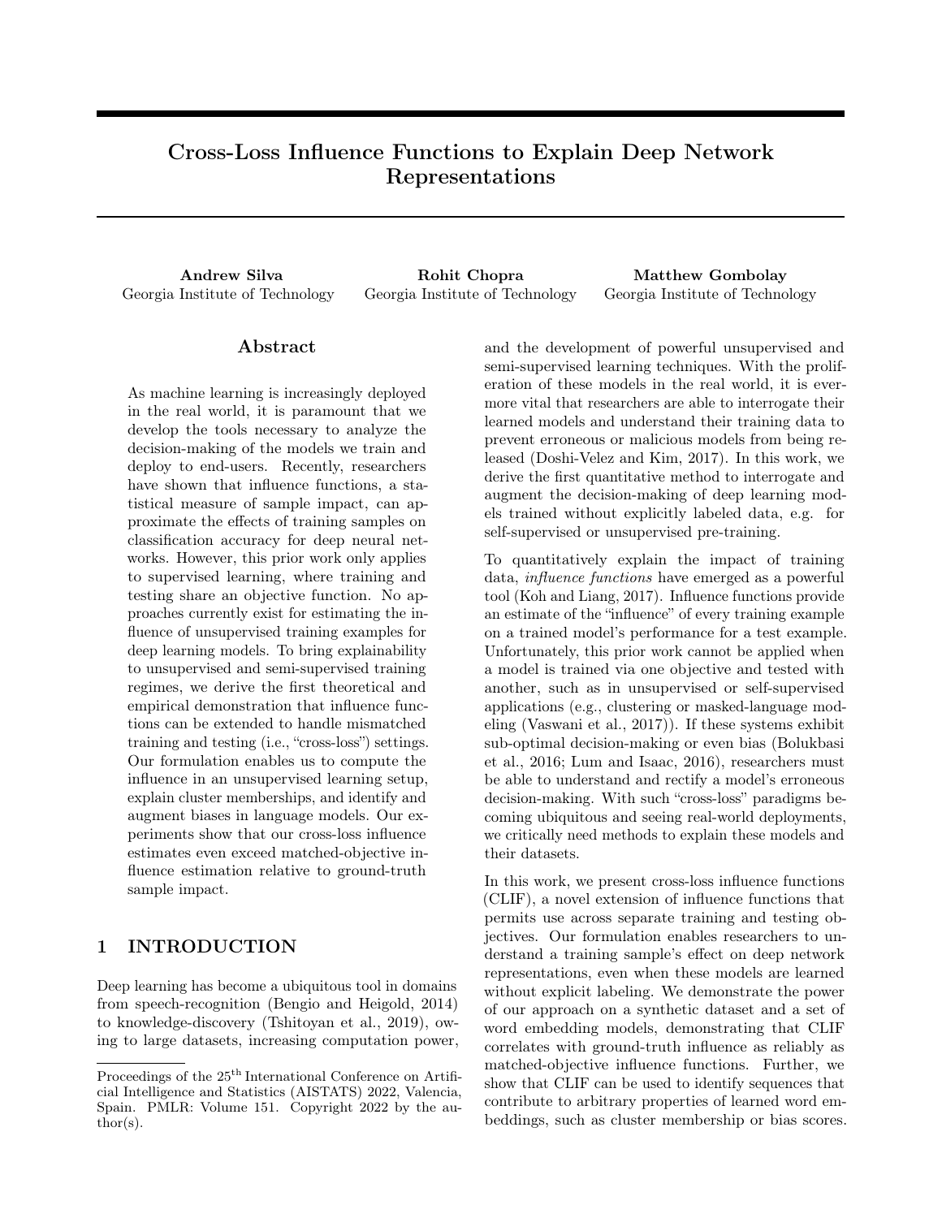# Cross-Loss Influence Functions to Explain Deep Network Representations

**Andrew Silva**
Georgia Institute of Technology

**Rohit Chopra**
Georgia Institute of Technology

**Matthew Gombolay**
Georgia Institute of Technology

## Abstract

As machine learning is increasingly deployed in the real world, it is paramount that we develop the tools necessary to analyze the decision-making of the models we train and deploy to end-users. Recently, researchers have shown that influence functions, a statistical measure of sample impact, can approximate the effects of training samples on classification accuracy for deep neural networks. However, this prior work only applies to supervised learning, where training and testing share an objective function. No approaches currently exist for estimating the influence of unsupervised training examples for deep learning models. To bring explainability to unsupervised and semi-supervised training regimes, we derive the first theoretical and empirical demonstration that influence functions can be extended to handle mismatched training and testing (i.e., "cross-loss") settings. Our formulation enables us to compute the influence in an unsupervised learning setup, explain cluster memberships, and identify and augment biases in language models. Our experiments show that our cross-loss influence estimates even exceed matched-objective influence estimation relative to ground-truth sample impact.

## 1 INTRODUCTION

Deep learning has become a ubiquitous tool in domains from speech-recognition (Bengio and Heigold, 2014) to knowledge-discovery (Tshitoyan et al., 2019), owing to large datasets, increasing computation power, and the development of powerful unsupervised and semi-supervised learning techniques. With the proliferation of these models in the real world, it is ever-more vital that researchers are able to interrogate their learned models and understand their training data to prevent erroneous or malicious models from being released (Doshi-Velez and Kim, 2017). In this work, we derive the first quantitative method to interrogate and augment the decision-making of deep learning models trained without explicitly labeled data, e.g. for self-supervised or unsupervised pre-training.

To quantitatively explain the impact of training data, *influence functions* have emerged as a powerful tool (Koh and Liang, 2017). Influence functions provide an estimate of the "influence" of every training example on a trained model's performance for a test example. Unfortunately, this prior work cannot be applied when a model is trained via one objective and tested with another, such as in unsupervised or self-supervised applications (e.g., clustering or masked-language modeling (Vaswani et al., 2017)). If these systems exhibit sub-optimal decision-making or even bias (Bolukbasi et al., 2016; Lum and Isaac, 2016), researchers must be able to understand and rectify a model's erroneous decision-making. With such "cross-loss" paradigms becoming ubiquitous and seeing real-world deployments, we critically need methods to explain these models and their datasets.

In this work, we present cross-loss influence functions (CLIF), a novel extension of influence functions that permits use across separate training and testing objectives. Our formulation enables researchers to understand a training sample's effect on deep network representations, even when these models are learned without explicit labeling. We demonstrate the power of our approach on a synthetic dataset and a set of word embedding models, demonstrating that CLIF correlates with ground-truth influence as reliably as matched-objective influence functions. Further, we show that CLIF can be used to identify sequences that contribute to arbitrary properties of learned word embeddings, such as cluster membership or bias scores.

---

Proceedings of the 25[th] International Conference on Artificial Intelligence and Statistics (AISTATS) 2022, Valencia, Spain. PMLR: Volume 151. Copyright 2022 by the author(s).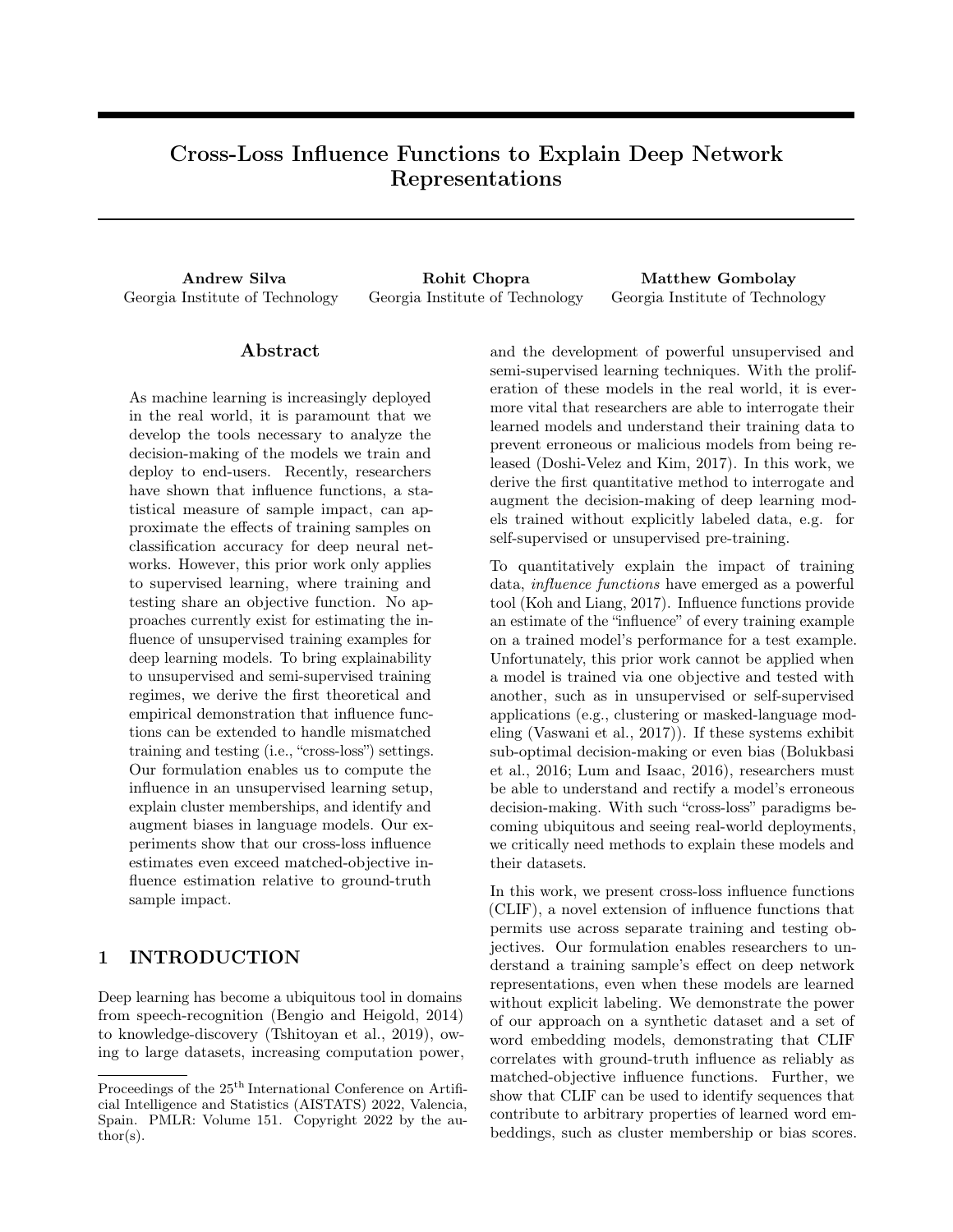# Cross-Loss Influence Functions to Explain Deep Network Representations

**Andrew Silva**
Georgia Institute of Technology

**Rohit Chopra**
Georgia Institute of Technology

**Matthew Gombolay**
Georgia Institute of Technology

## Abstract

As machine learning is increasingly deployed in the real world, it is paramount that we develop the tools necessary to analyze the decision-making of the models we train and deploy to end-users. Recently, researchers have shown that influence functions, a statistical measure of sample impact, can approximate the effects of training samples on classification accuracy for deep neural networks. However, this prior work only applies to supervised learning, where training and testing share an objective function. No approaches currently exist for estimating the influence of unsupervised training examples for deep learning models. To bring explainability to unsupervised and semi-supervised training regimes, we derive the first theoretical and empirical demonstration that influence functions can be extended to handle mismatched training and testing (i.e., "cross-loss") settings. Our formulation enables us to compute the influence in an unsupervised learning setup, explain cluster memberships, and identify and augment biases in language models. Our experiments show that our cross-loss influence estimates even exceed matched-objective influence estimation relative to ground-truth sample impact.

## 1 INTRODUCTION

Deep learning has become a ubiquitous tool in domains from speech-recognition (Bengio and Heigold, 2014) to knowledge-discovery (Tshitoyan et al., 2019), owing to large datasets, increasing computation power, and the development of powerful unsupervised and semi-supervised learning techniques. With the proliferation of these models in the real world, it is evermore vital that researchers are able to interrogate their learned models and understand their training data to prevent erroneous or malicious models from being released (Doshi-Velez and Kim, 2017). In this work, we derive the first quantitative method to interrogate and augment the decision-making of deep learning models trained without explicitly labeled data, e.g. for self-supervised or unsupervised pre-training.

To quantitatively explain the impact of training data, *influence functions* have emerged as a powerful tool (Koh and Liang, 2017). Influence functions provide an estimate of the "influence" of every training example on a trained model's performance for a test example. Unfortunately, this prior work cannot be applied when a model is trained via one objective and tested with another, such as in unsupervised or self-supervised applications (e.g., clustering or masked-language modeling (Vaswani et al., 2017)). If these systems exhibit sub-optimal decision-making or even bias (Bolukbasi et al., 2016; Lum and Isaac, 2016), researchers must be able to understand and rectify a model's erroneous decision-making. With such "cross-loss" paradigms becoming ubiquitous and seeing real-world deployments, we critically need methods to explain these models and their datasets.

In this work, we present cross-loss influence functions (CLIF), a novel extension of influence functions that permits use across separate training and testing objectives. Our formulation enables researchers to understand a training sample's effect on deep network representations, even when these models are learned without explicit labeling. We demonstrate the power of our approach on a synthetic dataset and a set of word embedding models, demonstrating that CLIF correlates with ground-truth influence as reliably as matched-objective influence functions. Further, we show that CLIF can be used to identify sequences that contribute to arbitrary properties of learned word embeddings, such as cluster membership or bias scores.

---

Proceedings of the 25[th] International Conference on Artificial Intelligence and Statistics (AISTATS) 2022, Valencia, Spain. PMLR: Volume 151. Copyright 2022 by the author(s).